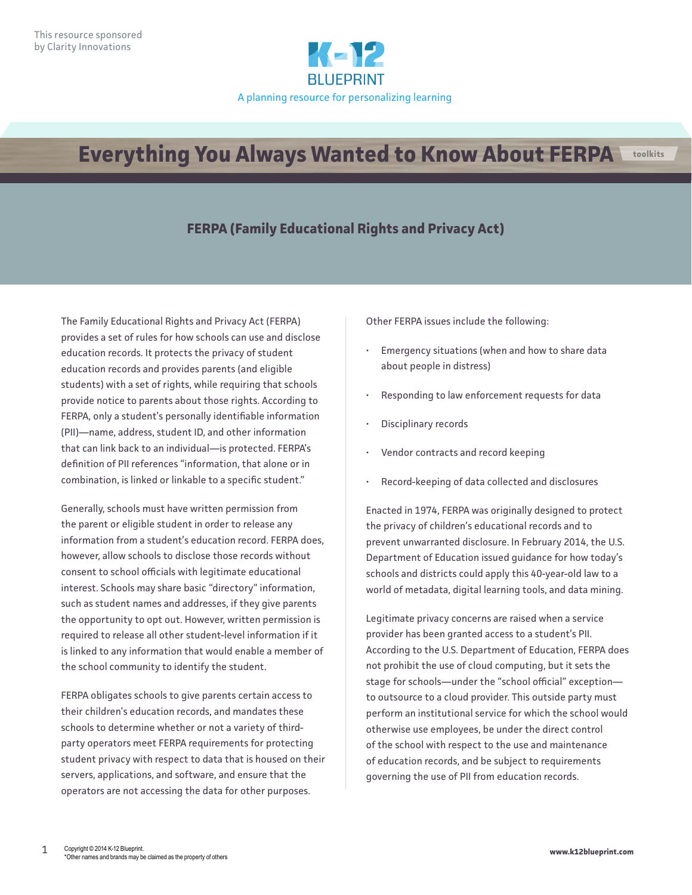This resource sponsored by Clarity Innovations

K-12 BLUEPRINT

A planning resource for personalizing learning

# Everything You Always Wanted to Know About FERPA

toolkits

## FERPA (Family Educational Rights and Privacy Act)

The Family Educational Rights and Privacy Act (FERPA) provides a set of rules for how schools can use and disclose education records. It protects the privacy of student education records and provides parents (and eligible students) with a set of rights, while requiring that schools provide notice to parents about those rights. According to FERPA, only a student's personally identifiable information (PII)—name, address, student ID, and other information that can link back to an individual—is protected. FERPA's definition of PII references "information, that alone or in combination, is linked or linkable to a specific student."

Generally, schools must have written permission from the parent or eligible student in order to release any information from a student's education record. FERPA does, however, allow schools to disclose those records without consent to school officials with legitimate educational interest. Schools may share basic "directory" information, such as student names and addresses, if they give parents the opportunity to opt out. However, written permission is required to release all other student-level information if it is linked to any information that would enable a member of the school community to identify the student.

FERPA obligates schools to give parents certain access to their children's education records, and mandates these schools to determine whether or not a variety of third-party operators meet FERPA requirements for protecting student privacy with respect to data that is housed on their servers, applications, and software, and ensure that the operators are not accessing the data for other purposes.

Other FERPA issues include the following:

- Emergency situations (when and how to share data about people in distress)
- Responding to law enforcement requests for data
- Disciplinary records
- Vendor contracts and record keeping
- Record-keeping of data collected and disclosures

Enacted in 1974, FERPA was originally designed to protect the privacy of children's educational records and to prevent unwarranted disclosure. In February 2014, the U.S. Department of Education issued guidance for how today's schools and districts could apply this 40-year-old law to a world of metadata, digital learning tools, and data mining.

Legitimate privacy concerns are raised when a service provider has been granted access to a student's PII. According to the U.S. Department of Education, FERPA does not prohibit the use of cloud computing, but it sets the stage for schools—under the "school official" exception—to outsource to a cloud provider. This outside party must perform an institutional service for which the school would otherwise use employees, be under the direct control of the school with respect to the use and maintenance of education records, and be subject to requirements governing the use of PII from education records.

Copyright © 2014 K-12 Blueprint.
*Other names and brands may be claimed as the property of others

www.k12blueprint.com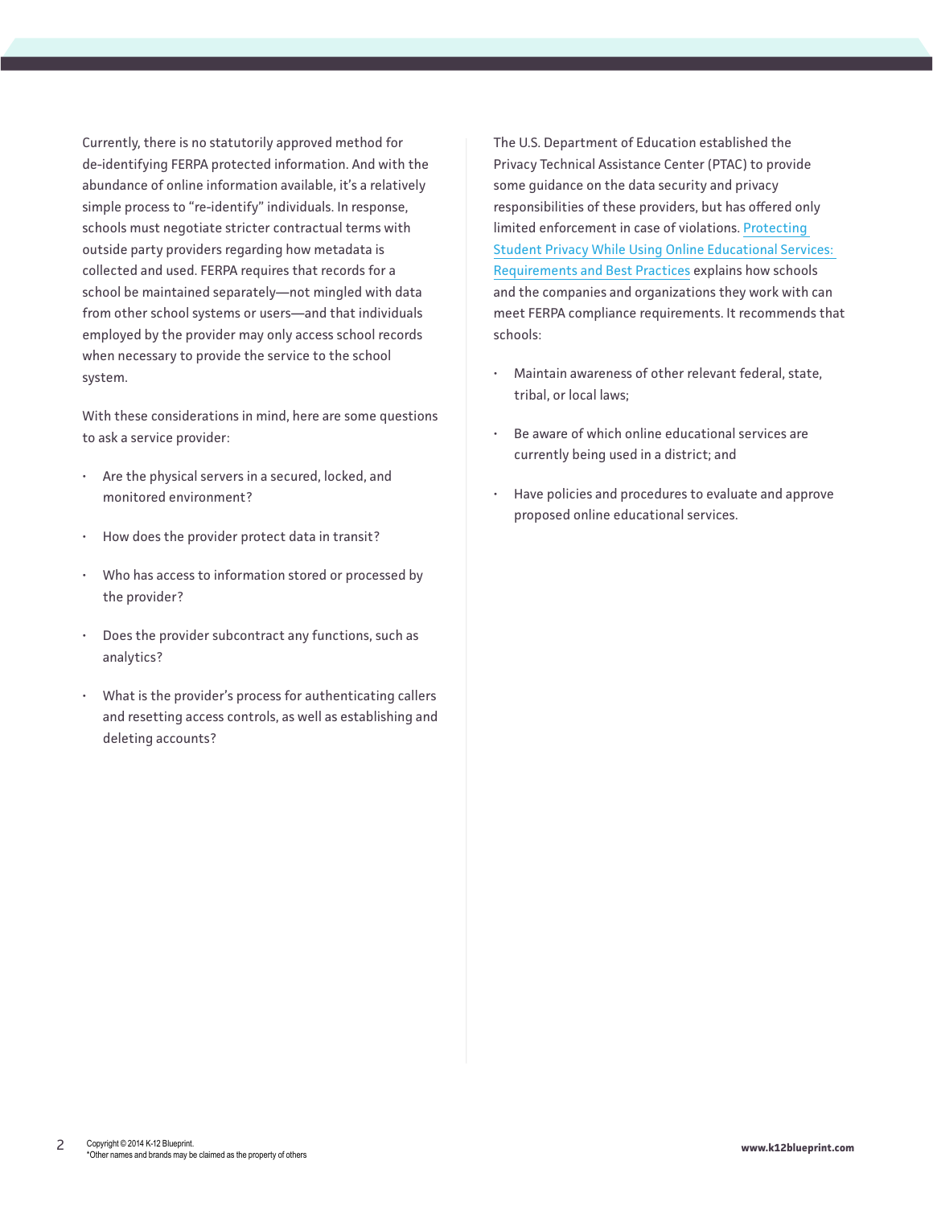Currently, there is no statutorily approved method for de-identifying FERPA protected information. And with the abundance of online information available, it's a relatively simple process to "re-identify" individuals. In response, schools must negotiate stricter contractual terms with outside party providers regarding how metadata is collected and used. FERPA requires that records for a school be maintained separately—not mingled with data from other school systems or users—and that individuals employed by the provider may only access school records when necessary to provide the service to the school system.

With these considerations in mind, here are some questions to ask a service provider:

- Are the physical servers in a secured, locked, and monitored environment?
- How does the provider protect data in transit?
- Who has access to information stored or processed by the provider?
- Does the provider subcontract any functions, such as analytics?
- What is the provider's process for authenticating callers and resetting access controls, as well as establishing and deleting accounts?

The U.S. Department of Education established the Privacy Technical Assistance Center (PTAC) to provide some guidance on the data security and privacy responsibilities of these providers, but has offered only limited enforcement in case of violations. Protecting Student Privacy While Using Online Educational Services: Requirements and Best Practices explains how schools and the companies and organizations they work with can meet FERPA compliance requirements. It recommends that schools:

- Maintain awareness of other relevant federal, state, tribal, or local laws;
- Be aware of which online educational services are currently being used in a district; and
- Have policies and procedures to evaluate and approve proposed online educational services.

Copyright © 2014 K-12 Blueprint.
*Other names and brands may be claimed as the property of others